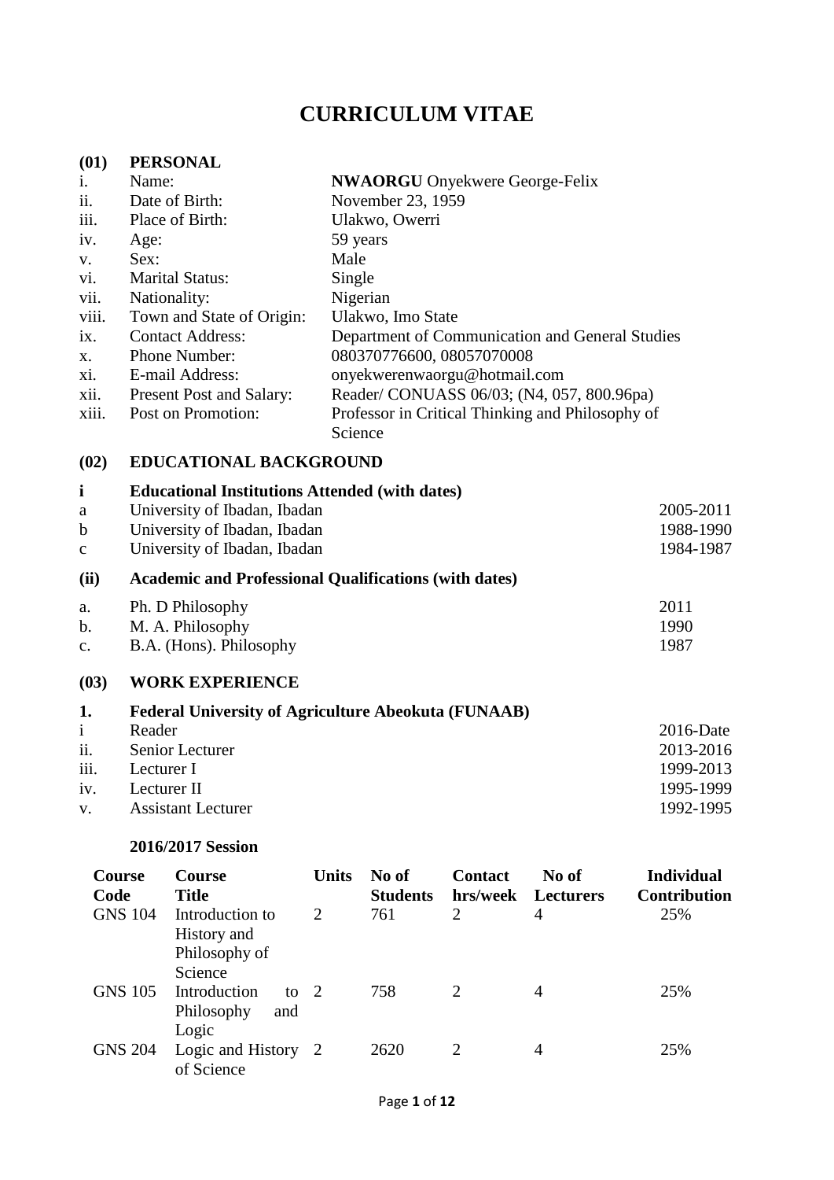# CURRICULUM VITAE

## (01) PERSONAL

| | | |
|---|---|---|
| i. | Name: | **NWAORGU** Onyekwere George-Felix |
| ii. | Date of Birth: | November 23, 1959 |
| iii. | Place of Birth: | Ulakwo, Owerri |
| iv. | Age: | 59 years |
| v. | Sex: | Male |
| vi. | Marital Status: | Single |
| vii. | Nationality: | Nigerian |
| viii. | Town and State of Origin: | Ulakwo, Imo State |
| ix. | Contact Address: | Department of Communication and General Studies |
| x. | Phone Number: | 080370776600, 08057070008 |
| xi. | E-mail Address: | onyekwerenwaorgu@hotmail.com |
| xii. | Present Post and Salary: | Reader/ CONUASS 06/03; (N4, 057, 800.96pa) |
| xiii. | Post on Promotion: | Professor in Critical Thinking and Philosophy of Science |

## (02) EDUCATIONAL BACKGROUND

### i Educational Institutions Attended (with dates)

| | | |
|---|---|---|
| a | University of Ibadan, Ibadan | 2005-2011 |
| b | University of Ibadan, Ibadan | 1988-1990 |
| c | University of Ibadan, Ibadan | 1984-1987 |

### (ii) Academic and Professional Qualifications (with dates)

| | | |
|---|---|---|
| a. | Ph. D Philosophy | 2011 |
| b. | M. A. Philosophy | 1990 |
| c. | B.A. (Hons). Philosophy | 1987 |

## (03) WORK EXPERIENCE

### 1. Federal University of Agriculture Abeokuta (FUNAAB)

| | | |
|---|---|---|
| i | Reader | 2016-Date |
| ii. | Senior Lecturer | 2013-2016 |
| iii. | Lecturer I | 1999-2013 |
| iv. | Lecturer II | 1995-1999 |
| v. | Assistant Lecturer | 1992-1995 |

**2016/2017 Session**

| Course Code | Course Title | Units | No of Students | Contact hrs/week | No of Lecturers | Individual Contribution |
|---|---|---|---|---|---|---|
| GNS 104 | Introduction to History and Philosophy of Science | 2 | 761 | 2 | 4 | 25% |
| GNS 105 | Introduction to Philosophy and Logic | 2 | 758 | 2 | 4 | 25% |
| GNS 204 | Logic and History of Science | 2 | 2620 | 2 | 4 | 25% |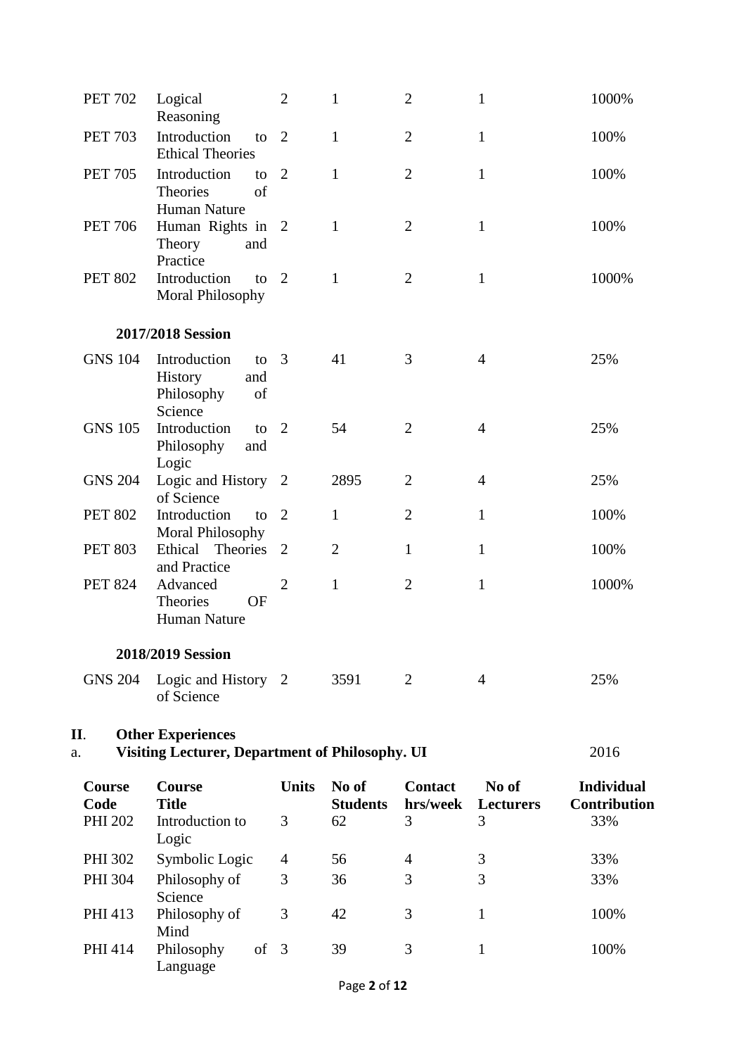| | | | | | | |
|---|---|---|---|---|---|---|
| PET 702 | Logical Reasoning | 2 | 1 | 2 | 1 | 1000% |
| PET 703 | Introduction to Ethical Theories | 2 | 1 | 2 | 1 | 100% |
| PET 705 | Introduction to Theories of Human Nature | 2 | 1 | 2 | 1 | 100% |
| PET 706 | Human Rights in Theory and Practice | 2 | 1 | 2 | 1 | 100% |
| PET 802 | Introduction to Moral Philosophy | 2 | 1 | 2 | 1 | 1000% |

**2017/2018 Session**

| | | | | | | |
|---|---|---|---|---|---|---|
| GNS 104 | Introduction to History and Philosophy of Science | 3 | 41 | 3 | 4 | 25% |
| GNS 105 | Introduction to Philosophy and Logic | 2 | 54 | 2 | 4 | 25% |
| GNS 204 | Logic and History of Science | 2 | 2895 | 2 | 4 | 25% |
| PET 802 | Introduction to Moral Philosophy | 2 | 1 | 2 | 1 | 100% |
| PET 803 | Ethical Theories and Practice | 2 | 2 | 1 | 1 | 100% |
| PET 824 | Advanced Theories OF Human Nature | 2 | 1 | 2 | 1 | 1000% |

**2018/2019 Session**

| | | | | | | |
|---|---|---|---|---|---|---|
| GNS 204 | Logic and History of Science | 2 | 3591 | 2 | 4 | 25% |

**II. Other Experiences**

a. **Visiting Lecturer, Department of Philosophy. UI** 2016

| Course Code | Course Title | Units | No of Students | Contact hrs/week | No of Lecturers | Individual Contribution |
|---|---|---|---|---|---|---|
| PHI 202 | Introduction to Logic | 3 | 62 | 3 | 3 | 33% |
| PHI 302 | Symbolic Logic | 4 | 56 | 4 | 3 | 33% |
| PHI 304 | Philosophy of Science | 3 | 36 | 3 | 3 | 33% |
| PHI 413 | Philosophy of Mind | 3 | 42 | 3 | 1 | 100% |
| PHI 414 | Philosophy of Language | 3 | 39 | 3 | 1 | 100% |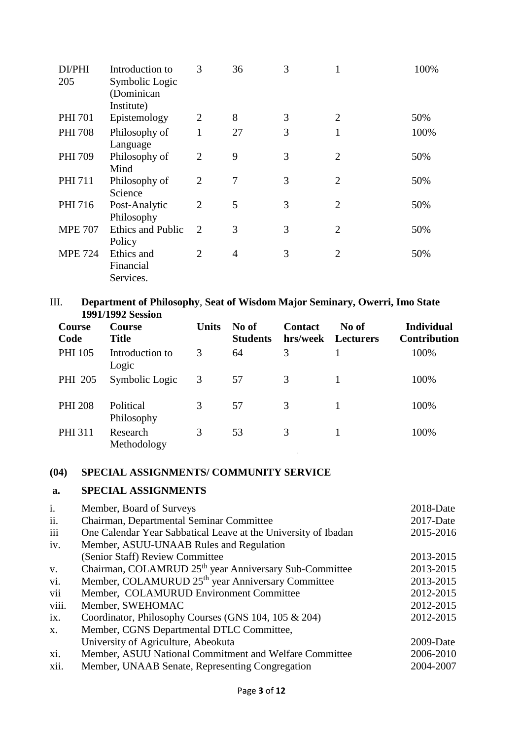| DI/PHI 205 | Introduction to Symbolic Logic (Dominican Institute) | 3 | 36 | 3 | 1 | 100% |
|---|---|---|---|---|---|---|
| PHI 701 | Epistemology | 2 | 8 | 3 | 2 | 50% |
| PHI 708 | Philosophy of Language | 1 | 27 | 3 | 1 | 100% |
| PHI 709 | Philosophy of Mind | 2 | 9 | 3 | 2 | 50% |
| PHI 711 | Philosophy of Science | 2 | 7 | 3 | 2 | 50% |
| PHI 716 | Post-Analytic Philosophy | 2 | 5 | 3 | 2 | 50% |
| MPE 707 | Ethics and Public Policy | 2 | 3 | 3 | 2 | 50% |
| MPE 724 | Ethics and Financial Services. | 2 | 4 | 3 | 2 | 50% |

III. **Department of Philosophy**, **Seat of Wisdom Major Seminary, Owerri, Imo State 1991/1992 Session**

| Course Code | Course Title | Units | No of Students | Contact hrs/week | No of Lecturers | Individual Contribution |
|---|---|---|---|---|---|---|
| PHI 105 | Introduction to Logic | 3 | 64 | 3 | 1 | 100% |
| PHI 205 | Symbolic Logic | 3 | 57 | 3 | 1 | 100% |
| PHI 208 | Political Philosophy | 3 | 57 | 3 | 1 | 100% |
| PHI 311 | Research Methodology | 3 | 53 | 3 | 1 | 100% |

## (04) SPECIAL ASSIGNMENTS/ COMMUNITY SERVICE

### a. SPECIAL ASSIGNMENTS

| | | |
|---|---|---|
| i. | Member, Board of Surveys | 2018-Date |
| ii. | Chairman, Departmental Seminar Committee | 2017-Date |
| iii | One Calendar Year Sabbatical Leave at the University of Ibadan | 2015-2016 |
| iv. | Member, ASUU-UNAAB Rules and Regulation (Senior Staff) Review Committee | 2013-2015 |
| v. | Chairman, COLAMRUD 25th year Anniversary Sub-Committee | 2013-2015 |
| vi. | Member, COLAMURUD 25th year Anniversary Committee | 2013-2015 |
| vii | Member, COLAMURUD Environment Committee | 2012-2015 |
| viii. | Member, SWEHOMAC | 2012-2015 |
| ix. | Coordinator, Philosophy Courses (GNS 104, 105 & 204) | 2012-2015 |
| x. | Member, CGNS Departmental DTLC Committee, University of Agriculture, Abeokuta | 2009-Date |
| xi. | Member, ASUU National Commitment and Welfare Committee | 2006-2010 |
| xii. | Member, UNAAB Senate, Representing Congregation | 2004-2007 |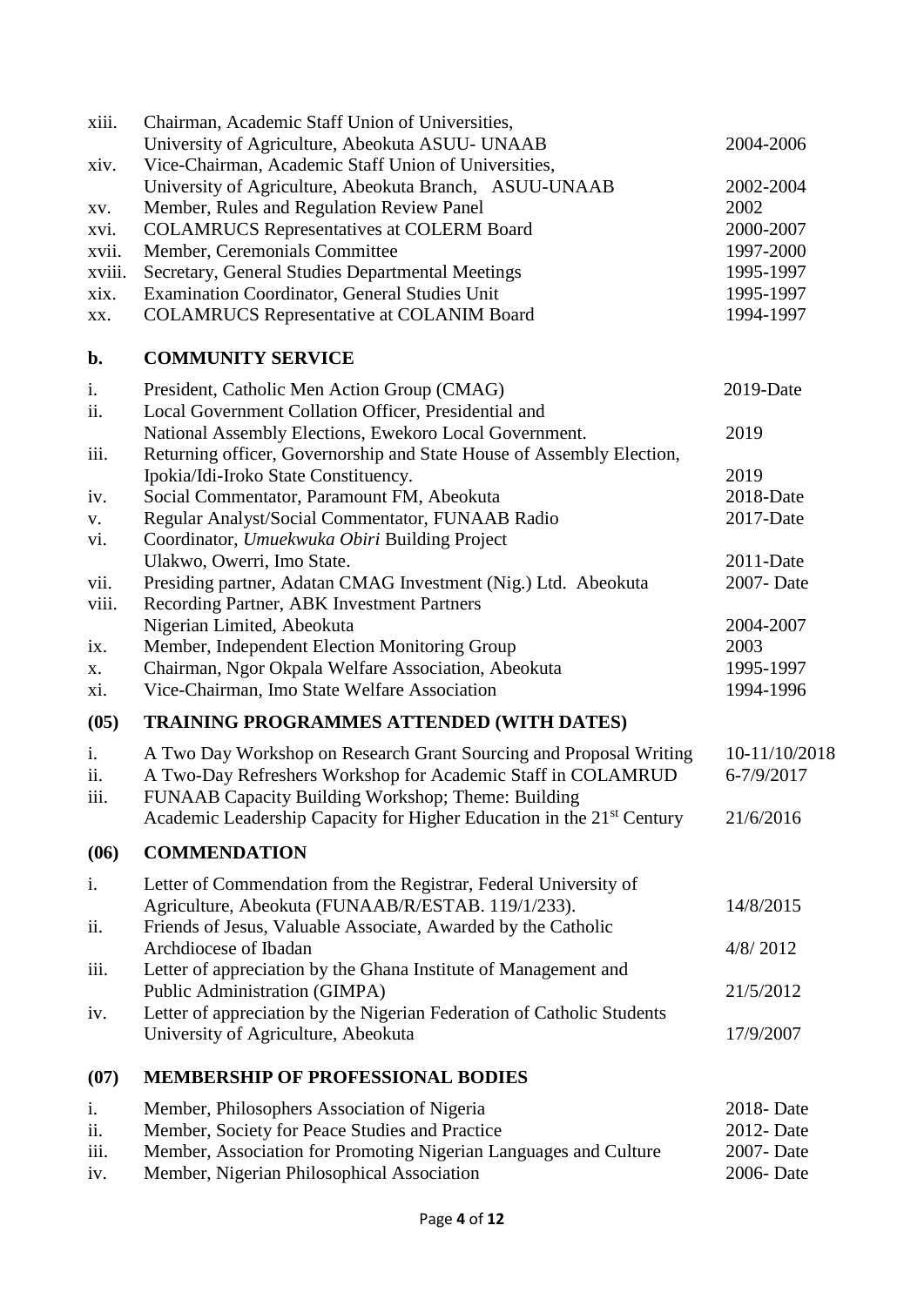| | | |
|---|---|---|
| xiii. | Chairman, Academic Staff Union of Universities, University of Agriculture, Abeokuta ASUU- UNAAB | 2004-2006 |
| xiv. | Vice-Chairman, Academic Staff Union of Universities, University of Agriculture, Abeokuta Branch, ASUU-UNAAB | 2002-2004 |
| xv. | Member, Rules and Regulation Review Panel | 2002 |
| xvi. | COLAMRUCS Representatives at COLERM Board | 2000-2007 |
| xvii. | Member, Ceremonials Committee | 1997-2000 |
| xviii. | Secretary, General Studies Departmental Meetings | 1995-1997 |
| xix. | Examination Coordinator, General Studies Unit | 1995-1997 |
| xx. | COLAMRUCS Representative at COLANIM Board | 1994-1997 |

## b. COMMUNITY SERVICE

| | | |
|---|---|---|
| i. | President, Catholic Men Action Group (CMAG) | 2019-Date |
| ii. | Local Government Collation Officer, Presidential and National Assembly Elections, Ewekoro Local Government. | 2019 |
| iii. | Returning officer, Governorship and State House of Assembly Election, Ipokia/Idi-Iroko State Constituency. | 2019 |
| iv. | Social Commentator, Paramount FM, Abeokuta | 2018-Date |
| v. | Regular Analyst/Social Commentator, FUNAAB Radio | 2017-Date |
| vi. | Coordinator, *Umuekwuka Obiri* Building Project Ulakwo, Owerri, Imo State. | 2011-Date |
| vii. | Presiding partner, Adatan CMAG Investment (Nig.) Ltd. Abeokuta | 2007- Date |
| viii. | Recording Partner, ABK Investment Partners Nigerian Limited, Abeokuta | 2004-2007 |
| ix. | Member, Independent Election Monitoring Group | 2003 |
| x. | Chairman, Ngor Okpala Welfare Association, Abeokuta | 1995-1997 |
| xi. | Vice-Chairman, Imo State Welfare Association | 1994-1996 |

## (05) TRAINING PROGRAMMES ATTENDED (WITH DATES)

| | | |
|---|---|---|
| i. | A Two Day Workshop on Research Grant Sourcing and Proposal Writing | 10-11/10/2018 |
| ii. | A Two-Day Refreshers Workshop for Academic Staff in COLAMRUD | 6-7/9/2017 |
| iii. | FUNAAB Capacity Building Workshop; Theme: Building Academic Leadership Capacity for Higher Education in the 21st Century | 21/6/2016 |

## (06) COMMENDATION

| | | |
|---|---|---|
| i. | Letter of Commendation from the Registrar, Federal University of Agriculture, Abeokuta (FUNAAB/R/ESTAB. 119/1/233). | 14/8/2015 |
| ii. | Friends of Jesus, Valuable Associate, Awarded by the Catholic Archdiocese of Ibadan | 4/8/ 2012 |
| iii. | Letter of appreciation by the Ghana Institute of Management and Public Administration (GIMPA) | 21/5/2012 |
| iv. | Letter of appreciation by the Nigerian Federation of Catholic Students University of Agriculture, Abeokuta | 17/9/2007 |

## (07) MEMBERSHIP OF PROFESSIONAL BODIES

| | | |
|---|---|---|
| i. | Member, Philosophers Association of Nigeria | 2018- Date |
| ii. | Member, Society for Peace Studies and Practice | 2012- Date |
| iii. | Member, Association for Promoting Nigerian Languages and Culture | 2007- Date |
| iv. | Member, Nigerian Philosophical Association | 2006- Date |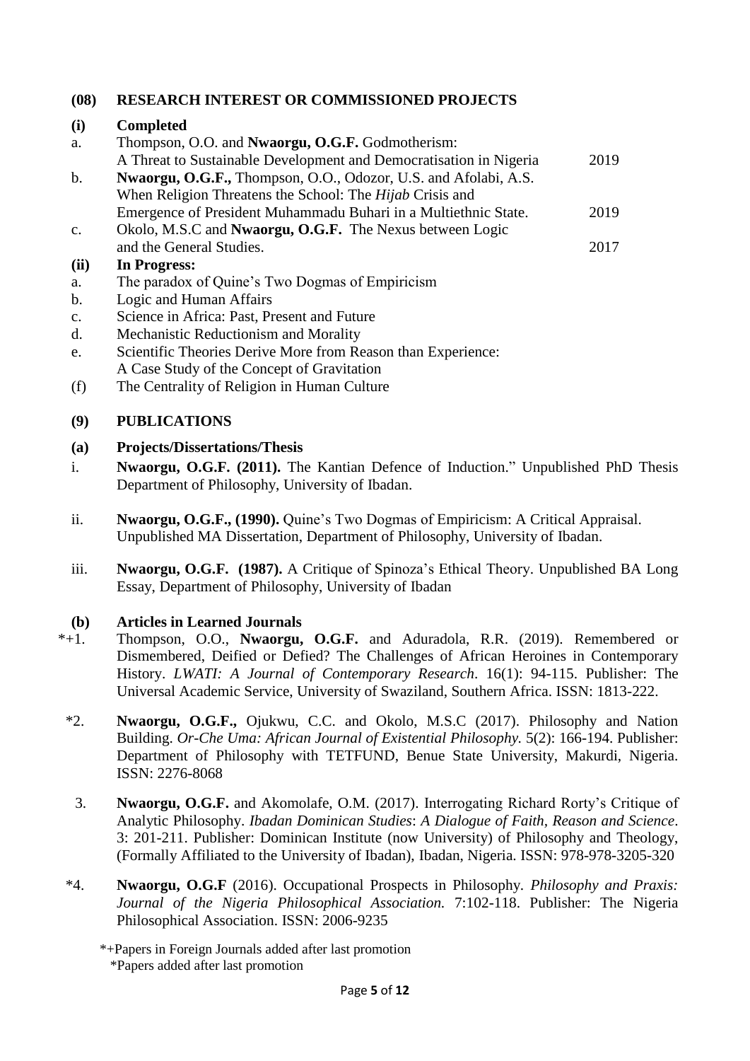## (08) RESEARCH INTEREST OR COMMISSIONED PROJECTS

### (i) Completed

a. Thompson, O.O. and **Nwaorgu, O.G.F.** Godmotherism: A Threat to Sustainable Development and Democratisation in Nigeria — 2019

b. **Nwaorgu, O.G.F.,** Thompson, O.O., Odozor, U.S. and Afolabi, A.S. When Religion Threatens the School: The *Hijab* Crisis and Emergence of President Muhammadu Buhari in a Multiethnic State. — 2019

c. Okolo, M.S.C and **Nwaorgu, O.G.F.** The Nexus between Logic and the General Studies. — 2017

### (ii) In Progress:

a. The paradox of Quine's Two Dogmas of Empiricism
b. Logic and Human Affairs
c. Science in Africa: Past, Present and Future
d. Mechanistic Reductionism and Morality
e. Scientific Theories Derive More from Reason than Experience: A Case Study of the Concept of Gravitation
(f) The Centrality of Religion in Human Culture

## (9) PUBLICATIONS

### (a) Projects/Dissertations/Thesis

i. **Nwaorgu, O.G.F. (2011).** The Kantian Defence of Induction." Unpublished PhD Thesis Department of Philosophy, University of Ibadan.

ii. **Nwaorgu, O.G.F., (1990).** Quine's Two Dogmas of Empiricism: A Critical Appraisal. Unpublished MA Dissertation, Department of Philosophy, University of Ibadan.

iii. **Nwaorgu, O.G.F. (1987).** A Critique of Spinoza's Ethical Theory. Unpublished BA Long Essay, Department of Philosophy, University of Ibadan

### (b) Articles in Learned Journals

*+1. Thompson, O.O., **Nwaorgu, O.G.F.** and Aduradola, R.R. (2019). Remembered or Dismembered, Deified or Defied? The Challenges of African Heroines in Contemporary History. *LWATI: A Journal of Contemporary Research*. 16(1): 94-115. Publisher: The Universal Academic Service, University of Swaziland, Southern Africa. ISSN: 1813-222.

*2. **Nwaorgu, O.G.F.,** Ojukwu, C.C. and Okolo, M.S.C (2017). Philosophy and Nation Building. *Or-Che Uma: African Journal of Existential Philosophy.* 5(2): 166-194. Publisher: Department of Philosophy with TETFUND, Benue State University, Makurdi, Nigeria. ISSN: 2276-8068

3. **Nwaorgu, O.G.F.** and Akomolafe, O.M. (2017). Interrogating Richard Rorty's Critique of Analytic Philosophy. *Ibadan Dominican Studies*: *A Dialogue of Faith, Reason and Science*. 3: 201-211. Publisher: Dominican Institute (now University) of Philosophy and Theology, (Formally Affiliated to the University of Ibadan), Ibadan, Nigeria. ISSN: 978-978-3205-320

*4. **Nwaorgu, O.G.F** (2016). Occupational Prospects in Philosophy. *Philosophy and Praxis: Journal of the Nigeria Philosophical Association.* 7:102-118. Publisher: The Nigeria Philosophical Association. ISSN: 2006-9235

*+Papers in Foreign Journals added after last promotion
*Papers added after last promotion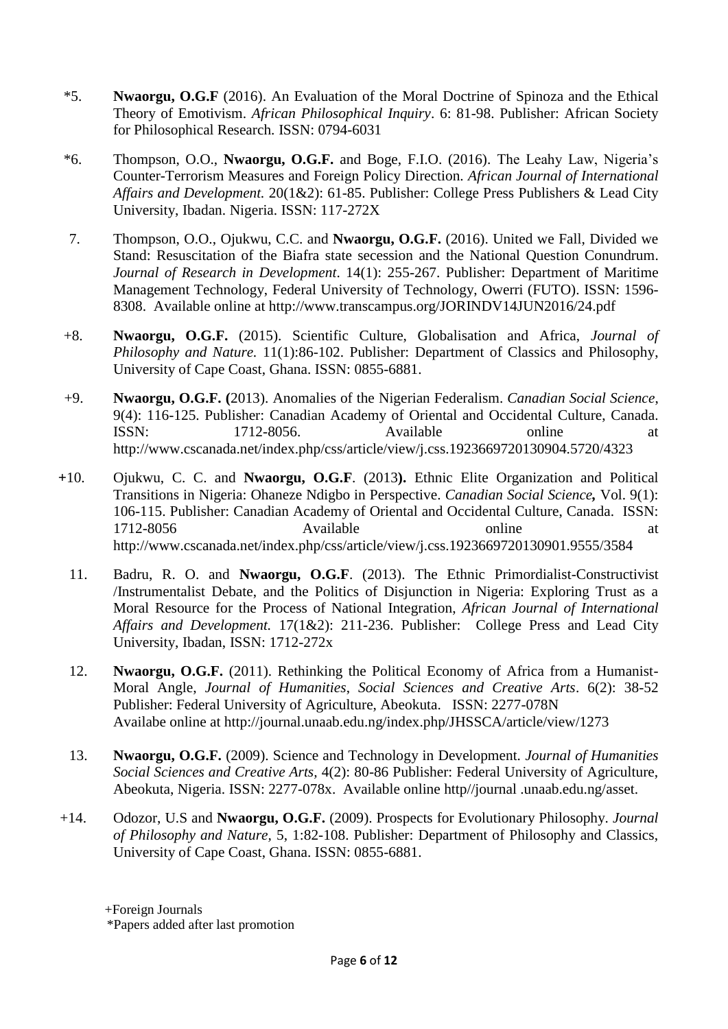*5. **Nwaorgu, O.G.F** (2016). An Evaluation of the Moral Doctrine of Spinoza and the Ethical Theory of Emotivism. *African Philosophical Inquiry*. 6: 81-98. Publisher: African Society for Philosophical Research. ISSN: 0794-6031

*6. Thompson, O.O., **Nwaorgu, O.G.F.** and Boge, F.I.O. (2016). The Leahy Law, Nigeria's Counter-Terrorism Measures and Foreign Policy Direction. *African Journal of International Affairs and Development.* 20(1&2): 61-85. Publisher: College Press Publishers & Lead City University, Ibadan. Nigeria. ISSN: 117-272X

7. Thompson, O.O., Ojukwu, C.C. and **Nwaorgu, O.G.F.** (2016). United we Fall, Divided we Stand: Resuscitation of the Biafra state secession and the National Question Conundrum. *Journal of Research in Development*. 14(1): 255-267. Publisher: Department of Maritime Management Technology, Federal University of Technology, Owerri (FUTO). ISSN: 1596-8308. Available online at http://www.transcampus.org/JORINDV14JUN2016/24.pdf

+8. **Nwaorgu, O.G.F.** (2015). Scientific Culture, Globalisation and Africa, *Journal of Philosophy and Nature.* 11(1):86-102. Publisher: Department of Classics and Philosophy, University of Cape Coast, Ghana. ISSN: 0855-6881.

+9. **Nwaorgu, O.G.F. (**2013). Anomalies of the Nigerian Federalism. *Canadian Social Science*, 9(4): 116-125. Publisher: Canadian Academy of Oriental and Occidental Culture, Canada. ISSN: 1712-8056. Available online at http://www.cscanada.net/index.php/css/article/view/j.css.1923669720130904.5720/4323

+10. Ojukwu, C. C. and **Nwaorgu, O.G.F**. (2013**).** Ethnic Elite Organization and Political Transitions in Nigeria: Ohaneze Ndigbo in Perspective. *Canadian Social Science***,** Vol. 9(1): 106-115. Publisher: Canadian Academy of Oriental and Occidental Culture, Canada. ISSN: 1712-8056 Available online at http://www.cscanada.net/index.php/css/article/view/j.css.1923669720130901.9555/3584

11. Badru, R. O. and **Nwaorgu, O.G.F**. (2013). The Ethnic Primordialist-Constructivist /Instrumentalist Debate, and the Politics of Disjunction in Nigeria: Exploring Trust as a Moral Resource for the Process of National Integration, *African Journal of International Affairs and Development.* 17(1&2): 211-236. Publisher: College Press and Lead City University, Ibadan, ISSN: 1712-272x

12. **Nwaorgu, O.G.F.** (2011). Rethinking the Political Economy of Africa from a Humanist-Moral Angle, *Journal of Humanities*, *Social Sciences and Creative Arts*. 6(2): 38-52 Publisher: Federal University of Agriculture, Abeokuta. ISSN: 2277-078N Availabe online at http://journal.unaab.edu.ng/index.php/JHSSCA/article/view/1273

13. **Nwaorgu, O.G.F.** (2009). Science and Technology in Development. *Journal of Humanities Social Sciences and Creative Arts,* 4(2): 80-86 Publisher: Federal University of Agriculture, Abeokuta, Nigeria. ISSN: 2277-078x. Available online http//journal .unaab.edu.ng/asset.

+14. Odozor, U.S and **Nwaorgu, O.G.F.** (2009). Prospects for Evolutionary Philosophy. *Journal of Philosophy and Nature*, 5, 1:82-108. Publisher: Department of Philosophy and Classics, University of Cape Coast, Ghana. ISSN: 0855-6881.

+Foreign Journals
*Papers added after last promotion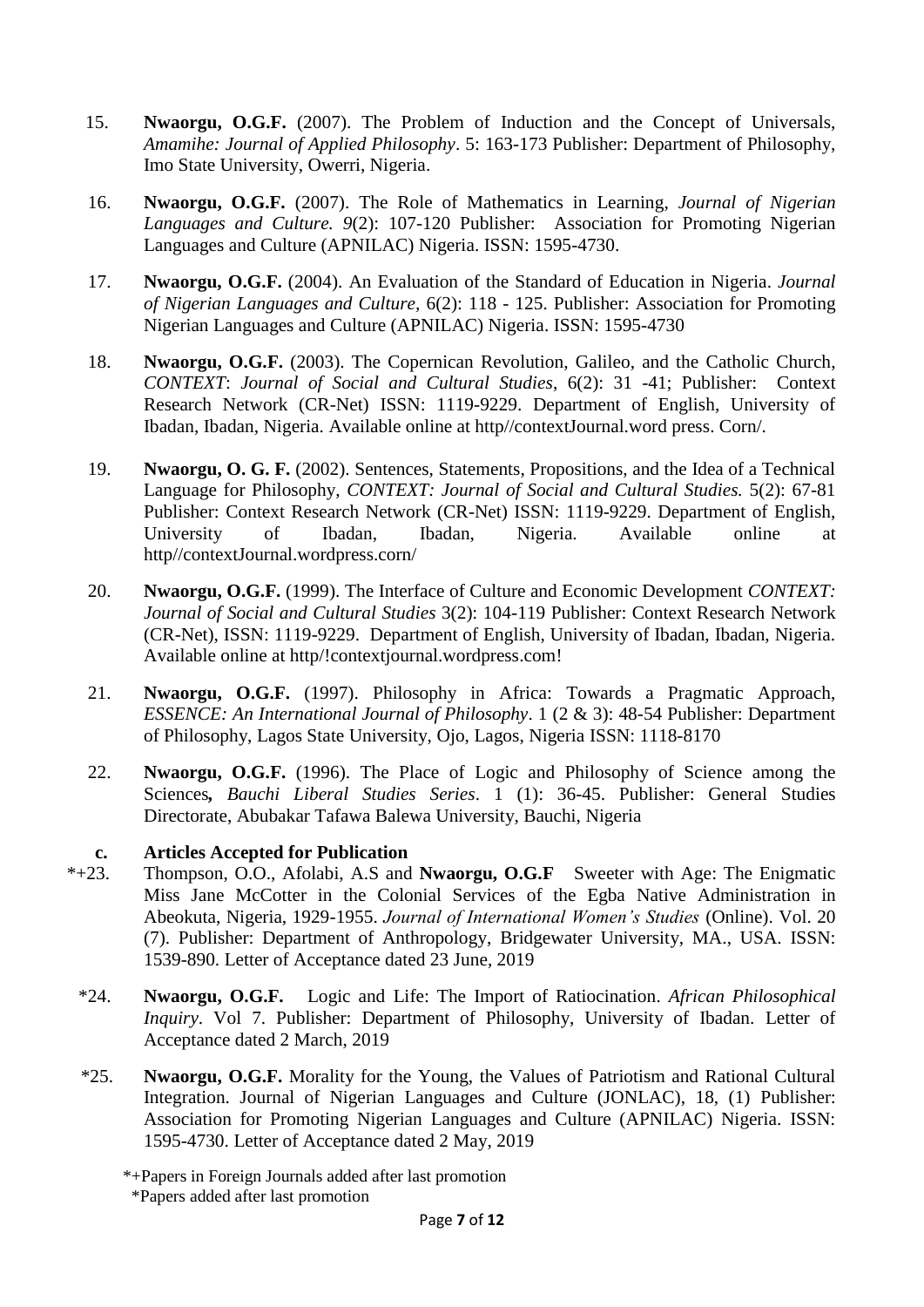15. **Nwaorgu, O.G.F.** (2007). The Problem of Induction and the Concept of Universals, *Amamihe: Journal of Applied Philosophy*. 5: 163-173 Publisher: Department of Philosophy, Imo State University, Owerri, Nigeria.

16. **Nwaorgu, O.G.F.** (2007). The Role of Mathematics in Learning, *Journal of Nigerian Languages and Culture. 9*(2): 107-120 Publisher: Association for Promoting Nigerian Languages and Culture (APNILAC) Nigeria. ISSN: 1595-4730.

17. **Nwaorgu, O.G.F.** (2004). An Evaluation of the Standard of Education in Nigeria. *Journal of Nigerian Languages and Culture*, 6(2): 118 - 125. Publisher: Association for Promoting Nigerian Languages and Culture (APNILAC) Nigeria. ISSN: 1595-4730

18. **Nwaorgu, O.G.F.** (2003). The Copernican Revolution, Galileo, and the Catholic Church, *CONTEXT*: *Journal of Social and Cultural Studies*, 6(2): 31 -41; Publisher: Context Research Network (CR-Net) ISSN: 1119-9229. Department of English, University of Ibadan, Ibadan, Nigeria. Available online at http//contextJournal.word press. Corn/.

19. **Nwaorgu, O. G. F.** (2002). Sentences, Statements, Propositions, and the Idea of a Technical Language for Philosophy, *CONTEXT: Journal of Social and Cultural Studies.* 5(2): 67-81 Publisher: Context Research Network (CR-Net) ISSN: 1119-9229. Department of English, University of Ibadan, Ibadan, Nigeria. Available online at http//contextJournal.wordpress.corn/

20. **Nwaorgu, O.G.F.** (1999). The Interface of Culture and Economic Development *CONTEXT: Journal of Social and Cultural Studies* 3(2): 104-119 Publisher: Context Research Network (CR-Net), ISSN: 1119-9229. Department of English, University of Ibadan, Ibadan, Nigeria. Available online at http/!contextjournal.wordpress.com!

21. **Nwaorgu, O.G.F.** (1997). Philosophy in Africa: Towards a Pragmatic Approach, *ESSENCE: An International Journal of Philosophy*. 1 (2 & 3): 48-54 Publisher: Department of Philosophy, Lagos State University, Ojo, Lagos, Nigeria ISSN: 1118-8170

22. **Nwaorgu, O.G.F.** (1996). The Place of Logic and Philosophy of Science among the Sciences**,** *Bauchi Liberal Studies Series*. 1 (1): 36-45. Publisher: General Studies Directorate, Abubakar Tafawa Balewa University, Bauchi, Nigeria

**c. Articles Accepted for Publication**

*+23. Thompson, O.O., Afolabi, A.S and **Nwaorgu, O.G.F** Sweeter with Age: The Enigmatic Miss Jane McCotter in the Colonial Services of the Egba Native Administration in Abeokuta, Nigeria, 1929-1955. *Journal of International Women's Studies* (Online). Vol. 20 (7). Publisher: Department of Anthropology, Bridgewater University, MA., USA. ISSN: 1539-890. Letter of Acceptance dated 23 June, 2019

*24. **Nwaorgu, O.G.F.** Logic and Life: The Import of Ratiocination. *African Philosophical Inquiry*. Vol 7. Publisher: Department of Philosophy, University of Ibadan. Letter of Acceptance dated 2 March, 2019

*25. **Nwaorgu, O.G.F.** Morality for the Young, the Values of Patriotism and Rational Cultural Integration. Journal of Nigerian Languages and Culture (JONLAC), 18, (1) Publisher: Association for Promoting Nigerian Languages and Culture (APNILAC) Nigeria. ISSN: 1595-4730. Letter of Acceptance dated 2 May, 2019

*+Papers in Foreign Journals added after last promotion

*Papers added after last promotion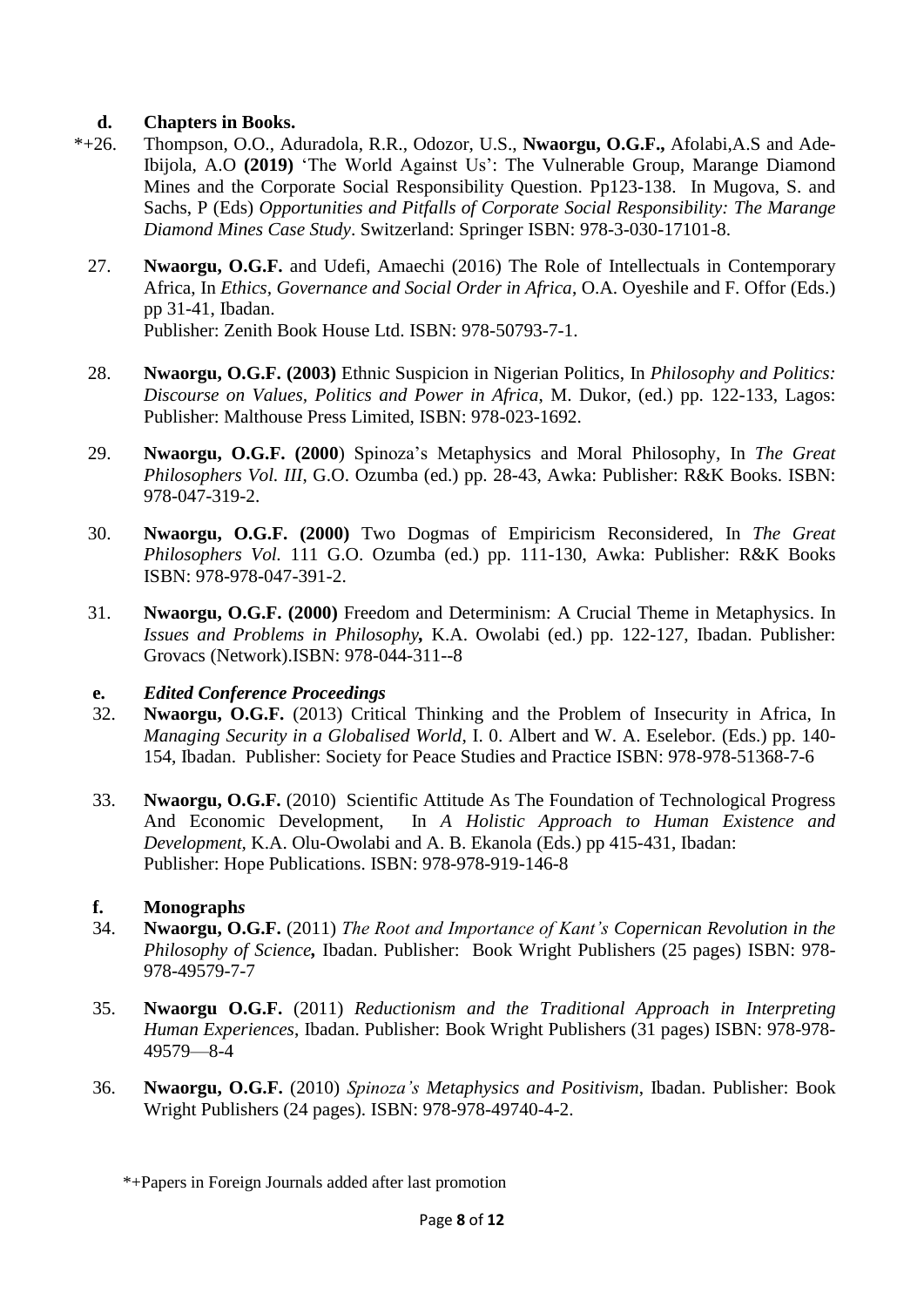**d. Chapters in Books.**

*+26. Thompson, O.O., Aduradola, R.R., Odozor, U.S., **Nwaorgu, O.G.F.,** Afolabi,A.S and Ade-Ibijola, A.O **(2019)** 'The World Against Us': The Vulnerable Group, Marange Diamond Mines and the Corporate Social Responsibility Question. Pp123-138. In Mugova, S. and Sachs, P (Eds) *Opportunities and Pitfalls of Corporate Social Responsibility: The Marange Diamond Mines Case Study*. Switzerland: Springer ISBN: 978-3-030-17101-8.

27. **Nwaorgu, O.G.F.** and Udefi, Amaechi (2016) The Role of Intellectuals in Contemporary Africa, In *Ethics, Governance and Social Order in Africa*, O.A. Oyeshile and F. Offor (Eds.) pp 31-41, Ibadan.
Publisher: Zenith Book House Ltd. ISBN: 978-50793-7-1.

28. **Nwaorgu, O.G.F. (2003)** Ethnic Suspicion in Nigerian Politics, In *Philosophy and Politics: Discourse on Values, Politics and Power in Africa*, M. Dukor, (ed.) pp. 122-133, Lagos: Publisher: Malthouse Press Limited, ISBN: 978-023-1692.

29. **Nwaorgu, O.G.F. (2000**) Spinoza's Metaphysics and Moral Philosophy, In *The Great Philosophers Vol. III*, G.O. Ozumba (ed.) pp. 28-43, Awka: Publisher: R&K Books. ISBN: 978-047-319-2.

30. **Nwaorgu, O.G.F. (2000)** Two Dogmas of Empiricism Reconsidered, In *The Great Philosophers Vol.* 111 G.O. Ozumba (ed.) pp. 111-130, Awka: Publisher: R&K Books ISBN: 978-978-047-391-2.

31. **Nwaorgu, O.G.F. (2000)** Freedom and Determinism: A Crucial Theme in Metaphysics. In *Issues and Problems in Philosophy***,** K.A. Owolabi (ed.) pp. 122-127, Ibadan. Publisher: Grovacs (Network).ISBN: 978-044-311--8

***e. Edited Conference Proceedings***

32. **Nwaorgu, O.G.F.** (2013) Critical Thinking and the Problem of Insecurity in Africa, In *Managing Security in a Globalised World*, I. 0. Albert and W. A. Eselebor. (Eds.) pp. 140-154, Ibadan. Publisher: Society for Peace Studies and Practice ISBN: 978-978-51368-7-6

33. **Nwaorgu, O.G.F.** (2010) Scientific Attitude As The Foundation of Technological Progress And Economic Development, In *A Holistic Approach to Human Existence and Development,* K.A. Olu-Owolabi and A. B. Ekanola (Eds.) pp 415-431, Ibadan:
Publisher: Hope Publications. ISBN: 978-978-919-146-8

**f. Monograph*s***

34. **Nwaorgu, O.G.F.** (2011) *The Root and Importance of Kant's Copernican Revolution in the Philosophy of Science***,** Ibadan. Publisher: Book Wright Publishers (25 pages) ISBN: 978-978-49579-7-7

35. **Nwaorgu O.G.F.** (2011) *Reductionism and the Traditional Approach in Interpreting Human Experiences*, Ibadan. Publisher: Book Wright Publishers (31 pages) ISBN: 978-978-49579—8-4

36. **Nwaorgu, O.G.F.** (2010) *Spinoza's Metaphysics and Positivism*, Ibadan. Publisher: Book Wright Publishers (24 pages). ISBN: 978-978-49740-4-2.

*+Papers in Foreign Journals added after last promotion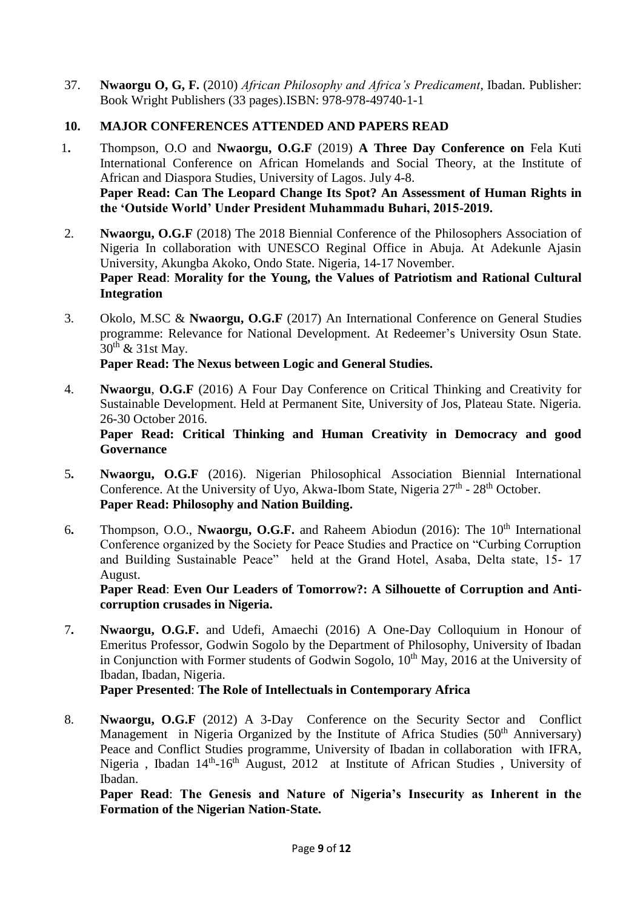37. **Nwaorgu O, G, F.** (2010) *African Philosophy and Africa's Predicament*, Ibadan. Publisher: Book Wright Publishers (33 pages).ISBN: 978-978-49740-1-1

## 10. MAJOR CONFERENCES ATTENDED AND PAPERS READ

1. Thompson, O.O and **Nwaorgu, O.G.F** (2019) **A Three Day Conference on** Fela Kuti International Conference on African Homelands and Social Theory, at the Institute of African and Diaspora Studies, University of Lagos. July 4-8.
   **Paper Read: Can The Leopard Change Its Spot? An Assessment of Human Rights in the 'Outside World' Under President Muhammadu Buhari, 2015-2019.**

2. **Nwaorgu, O.G.F** (2018) The 2018 Biennial Conference of the Philosophers Association of Nigeria In collaboration with UNESCO Reginal Office in Abuja. At Adekunle Ajasin University, Akungba Akoko, Ondo State. Nigeria, 14-17 November.
   **Paper Read**: **Morality for the Young, the Values of Patriotism and Rational Cultural Integration**

3. Okolo, M.SC & **Nwaorgu, O.G.F** (2017) An International Conference on General Studies programme: Relevance for National Development. At Redeemer's University Osun State. 30th & 31st May.
   **Paper Read: The Nexus between Logic and General Studies.**

4. **Nwaorgu**, **O.G.F** (2016) A Four Day Conference on Critical Thinking and Creativity for Sustainable Development. Held at Permanent Site, University of Jos, Plateau State. Nigeria. 26-30 October 2016.
   **Paper Read: Critical Thinking and Human Creativity in Democracy and good Governance**

5. **Nwaorgu, O.G.F** (2016). Nigerian Philosophical Association Biennial International Conference. At the University of Uyo, Akwa-Ibom State, Nigeria 27th - 28th October.
   **Paper Read: Philosophy and Nation Building.**

6. Thompson, O.O., **Nwaorgu, O.G.F.** and Raheem Abiodun (2016): The 10th International Conference organized by the Society for Peace Studies and Practice on "Curbing Corruption and Building Sustainable Peace" held at the Grand Hotel, Asaba, Delta state, 15- 17 August.
   **Paper Read**: **Even Our Leaders of Tomorrow?: A Silhouette of Corruption and Anti-corruption crusades in Nigeria.**

7. **Nwaorgu, O.G.F.** and Udefi, Amaechi (2016) A One-Day Colloquium in Honour of Emeritus Professor, Godwin Sogolo by the Department of Philosophy, University of Ibadan in Conjunction with Former students of Godwin Sogolo, 10th May, 2016 at the University of Ibadan, Ibadan, Nigeria.
   **Paper Presented**: **The Role of Intellectuals in Contemporary Africa**

8. **Nwaorgu, O.G.F** (2012) A 3-Day Conference on the Security Sector and Conflict Management in Nigeria Organized by the Institute of Africa Studies (50th Anniversary) Peace and Conflict Studies programme, University of Ibadan in collaboration with IFRA, Nigeria , Ibadan 14th-16th August, 2012 at Institute of African Studies , University of Ibadan.
   **Paper Read**: **The Genesis and Nature of Nigeria's Insecurity as Inherent in the Formation of the Nigerian Nation-State.**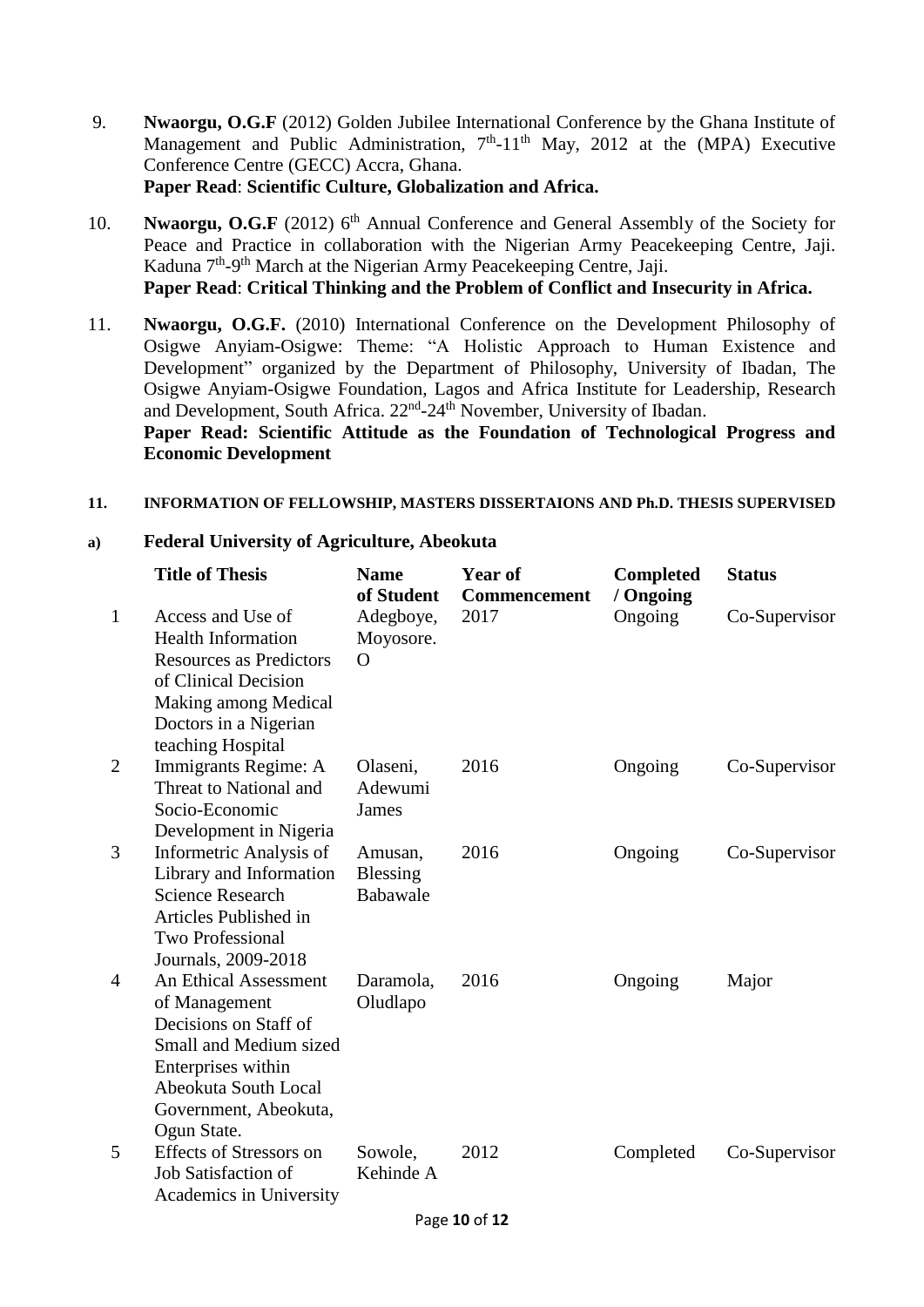9. **Nwaorgu, O.G.F** (2012) Golden Jubilee International Conference by the Ghana Institute of Management and Public Administration, 7th-11th May, 2012 at the (MPA) Executive Conference Centre (GECC) Accra, Ghana.
   **Paper Read**: **Scientific Culture, Globalization and Africa.**

10. **Nwaorgu, O.G.F** (2012) 6th Annual Conference and General Assembly of the Society for Peace and Practice in collaboration with the Nigerian Army Peacekeeping Centre, Jaji. Kaduna 7th-9th March at the Nigerian Army Peacekeeping Centre, Jaji.
    **Paper Read**: **Critical Thinking and the Problem of Conflict and Insecurity in Africa.**

11. **Nwaorgu, O.G.F.** (2010) International Conference on the Development Philosophy of Osigwe Anyiam-Osigwe: Theme: "A Holistic Approach to Human Existence and Development" organized by the Department of Philosophy, University of Ibadan, The Osigwe Anyiam-Osigwe Foundation, Lagos and Africa Institute for Leadership, Research and Development, South Africa. 22nd-24th November, University of Ibadan.
    **Paper Read: Scientific Attitude as the Foundation of Technological Progress and Economic Development**

### 11. INFORMATION OF FELLOWSHIP, MASTERS DISSERTAIONS AND Ph.D. THESIS SUPERVISED

#### a) Federal University of Agriculture, Abeokuta

| | Title of Thesis | Name of Student | Year of Commencement | Completed / Ongoing | Status |
|---|---|---|---|---|---|
| 1 | Access and Use of Health Information Resources as Predictors of Clinical Decision Making among Medical Doctors in a Nigerian teaching Hospital | Adegboye, Moyosore. O | 2017 | Ongoing | Co-Supervisor |
| 2 | Immigrants Regime: A Threat to National and Socio-Economic Development in Nigeria | Olaseni, Adewumi James | 2016 | Ongoing | Co-Supervisor |
| 3 | Informetric Analysis of Library and Information Science Research Articles Published in Two Professional Journals, 2009-2018 | Amusan, Blessing Babawale | 2016 | Ongoing | Co-Supervisor |
| 4 | An Ethical Assessment of Management Decisions on Staff of Small and Medium sized Enterprises within Abeokuta South Local Government, Abeokuta, Ogun State. | Daramola, Oludlapo | 2016 | Ongoing | Major |
| 5 | Effects of Stressors on Job Satisfaction of Academics in University | Sowole, Kehinde A | 2012 | Completed | Co-Supervisor |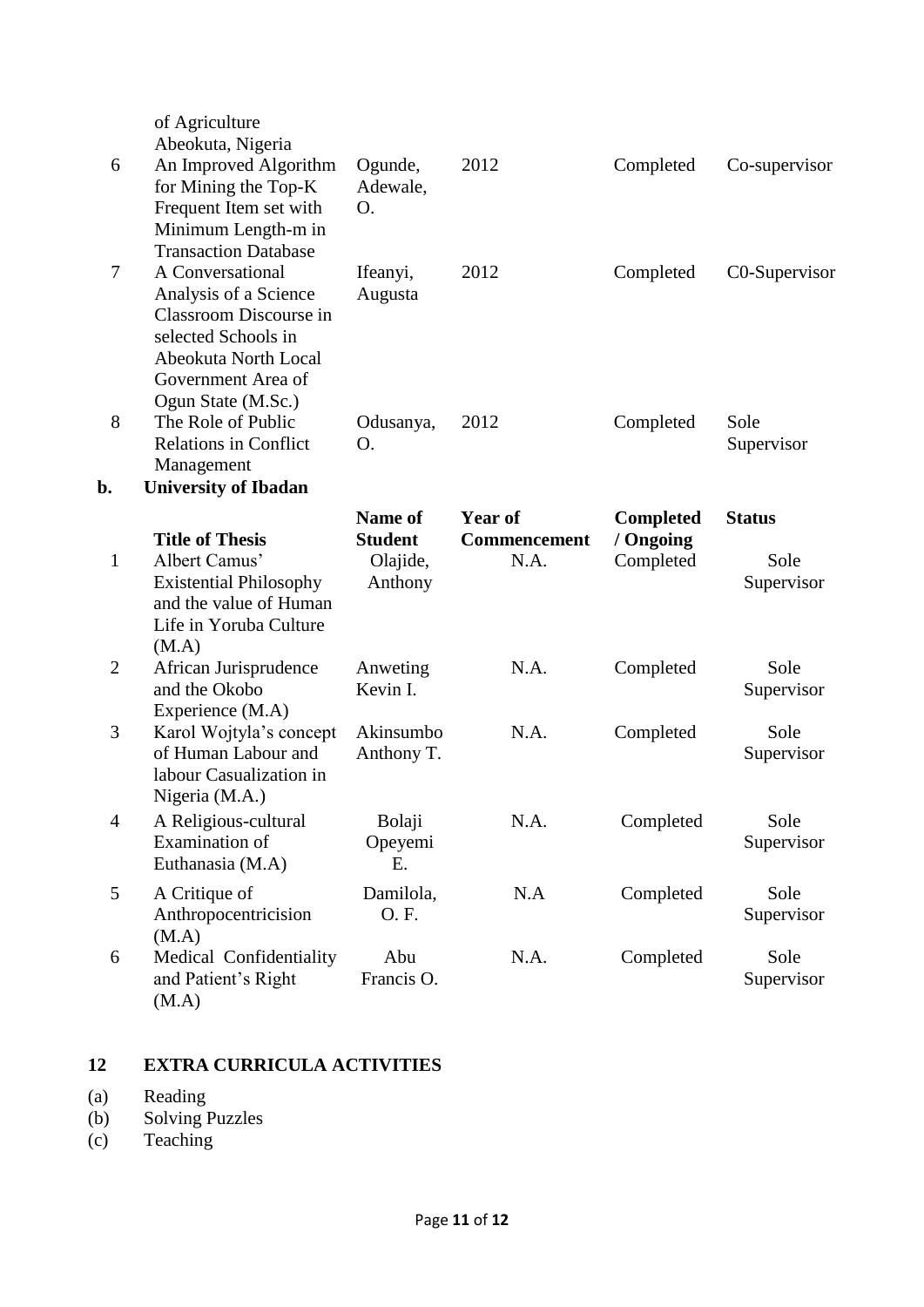| | | | | | |
|---|---|---|---|---|---|
| | of Agriculture Abeokuta, Nigeria | | | | |
| 6 | An Improved Algorithm for Mining the Top-K Frequent Item set with Minimum Length-m in Transaction Database | Ogunde, Adewale, O. | 2012 | Completed | Co-supervisor |
| 7 | A Conversational Analysis of a Science Classroom Discourse in selected Schools in Abeokuta North Local Government Area of Ogun State (M.Sc.) | Ifeanyi, Augusta | 2012 | Completed | C0-Supervisor |
| 8 | The Role of Public Relations in Conflict Management | Odusanya, O. | 2012 | Completed | Sole Supervisor |

**b. University of Ibadan**

| | Title of Thesis | Name of Student | Year of Commencement | Completed / Ongoing | Status |
|---|---|---|---|---|---|
| 1 | Albert Camus' Existential Philosophy and the value of Human Life in Yoruba Culture (M.A) | Olajide, Anthony | N.A. | Completed | Sole Supervisor |
| 2 | African Jurisprudence and the Okobo Experience (M.A) | Anweting Kevin I. | N.A. | Completed | Sole Supervisor |
| 3 | Karol Wojtyla's concept of Human Labour and labour Casualization in Nigeria (M.A.) | Akinsumbo Anthony T. | N.A. | Completed | Sole Supervisor |
| 4 | A Religious-cultural Examination of Euthanasia (M.A) | Bolaji Opeyemi E. | N.A. | Completed | Sole Supervisor |
| 5 | A Critique of Anthropocentricision (M.A) | Damilola, O. F. | N.A | Completed | Sole Supervisor |
| 6 | Medical Confidentiality and Patient's Right (M.A) | Abu Francis O. | N.A. | Completed | Sole Supervisor |

## 12 EXTRA CURRICULA ACTIVITIES

(a) Reading
(b) Solving Puzzles
(c) Teaching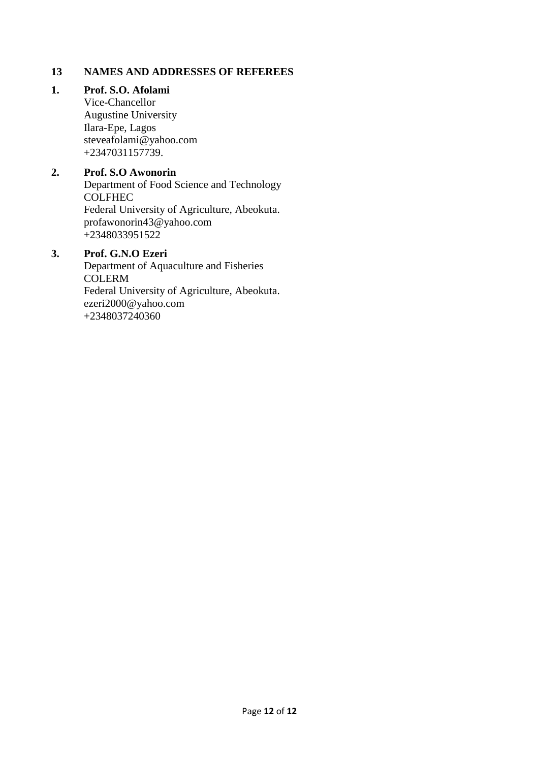## 13 NAMES AND ADDRESSES OF REFEREES

1. **Prof. S.O. Afolami**
   Vice-Chancellor
   Augustine University
   Ilara-Epe, Lagos
   steveafolami@yahoo.com
   +2347031157739.

2. **Prof. S.O Awonorin**
   Department of Food Science and Technology
   COLFHEC
   Federal University of Agriculture, Abeokuta.
   profawonorin43@yahoo.com
   +2348033951522

3. **Prof. G.N.O Ezeri**
   Department of Aquaculture and Fisheries
   COLERM
   Federal University of Agriculture, Abeokuta.
   ezeri2000@yahoo.com
   +2348037240360